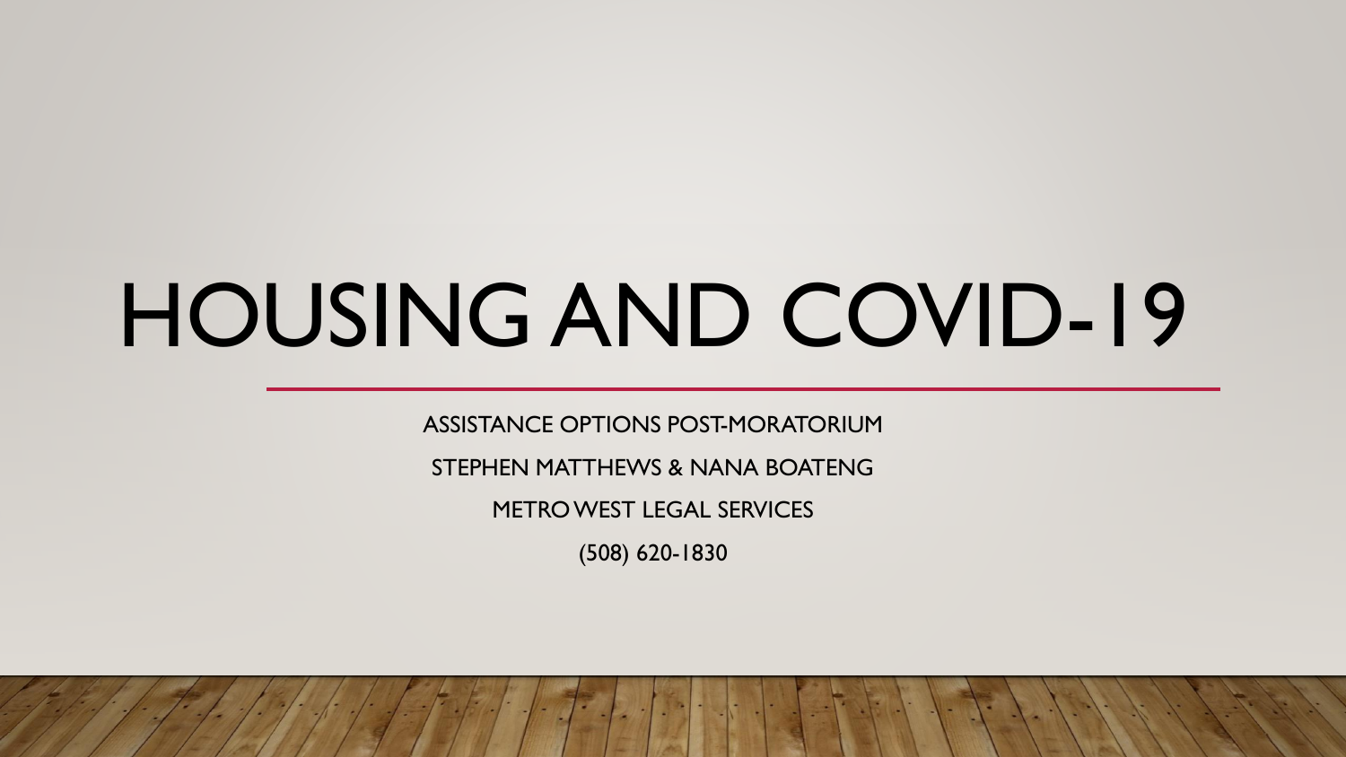# HOUSING AND COVID-19

ASSISTANCE OPTIONS POST-MORATORIUM

STEPHEN MATTHEWS & NANA BOATENG

METRO WEST LEGAL SERVICES

(508) 620-1830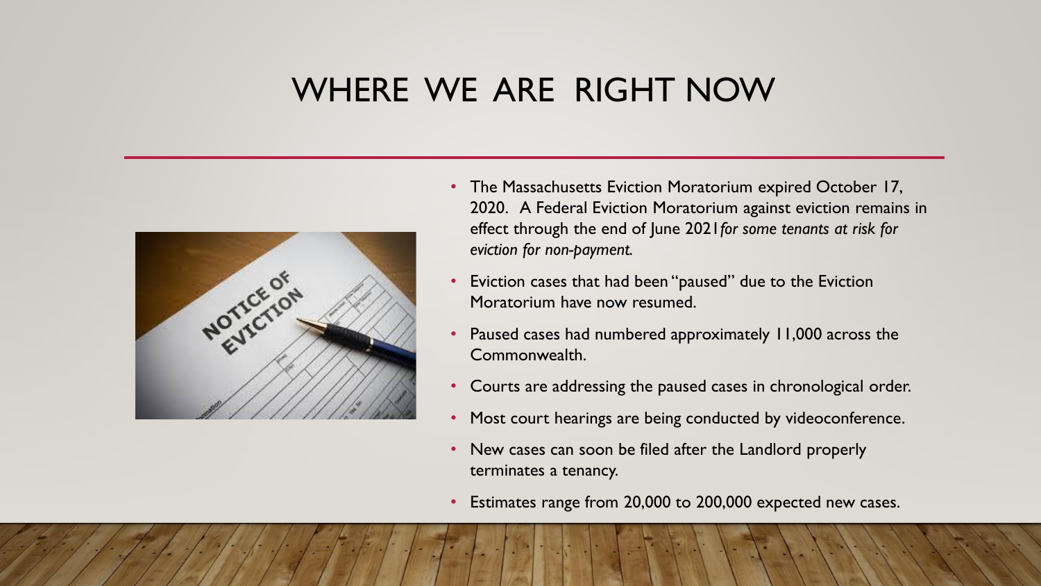# WHERE WE ARE RIGHT NOW

- The Massachusetts Eviction Moratorium expired October 17, 2020. A Federal Eviction Moratorium against eviction remains in effect through the end of June 2021 *for some tenants at risk for eviction for non-payment.*
- Eviction cases that had been "paused" due to the Eviction Moratorium have now resumed.
- Paused cases had numbered approximately 11,000 across the Commonwealth.
- Courts are addressing the paused cases in chronological order.
- Most court hearings are being conducted by videoconference.
- New cases can soon be filed after the Landlord properly terminates a tenancy.
- Estimates range from 20,000 to 200,000 expected new cases.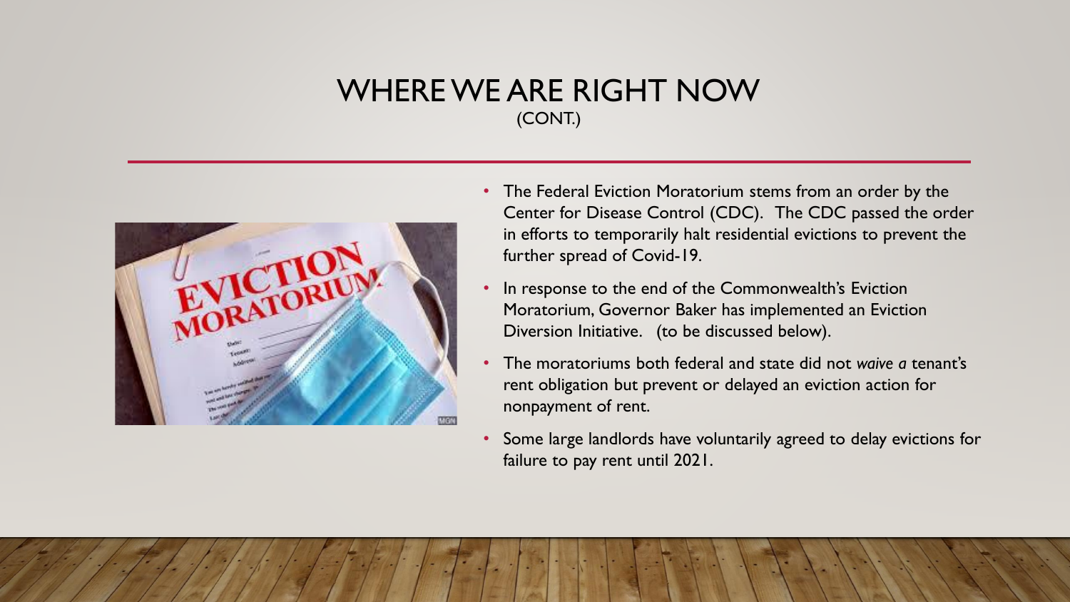# WHERE WE ARE RIGHT NOW
(CONT.)

- The Federal Eviction Moratorium stems from an order by the Center for Disease Control (CDC). The CDC passed the order in efforts to temporarily halt residential evictions to prevent the further spread of Covid-19.
- In response to the end of the Commonwealth's Eviction Moratorium, Governor Baker has implemented an Eviction Diversion Initiative. (to be discussed below).
- The moratoriums both federal and state did not *waive a* tenant's rent obligation but prevent or delayed an eviction action for nonpayment of rent.
- Some large landlords have voluntarily agreed to delay evictions for failure to pay rent until 2021.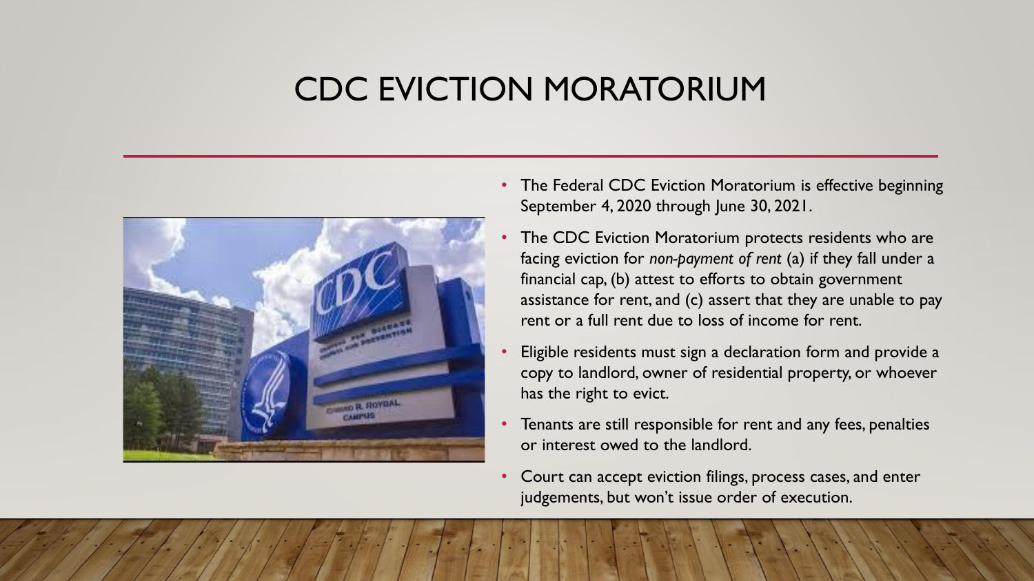# CDC EVICTION MORATORIUM

- The Federal CDC Eviction Moratorium is effective beginning September 4, 2020 through June 30, 2021.
- The CDC Eviction Moratorium protects residents who are facing eviction for *non-payment of rent* (a) if they fall under a financial cap, (b) attest to efforts to obtain government assistance for rent, and (c) assert that they are unable to pay rent or a full rent due to loss of income for rent.
- Eligible residents must sign a declaration form and provide a copy to landlord, owner of residential property, or whoever has the right to evict.
- Tenants are still responsible for rent and any fees, penalties or interest owed to the landlord.
- Court can accept eviction filings, process cases, and enter judgements, but won't issue order of execution.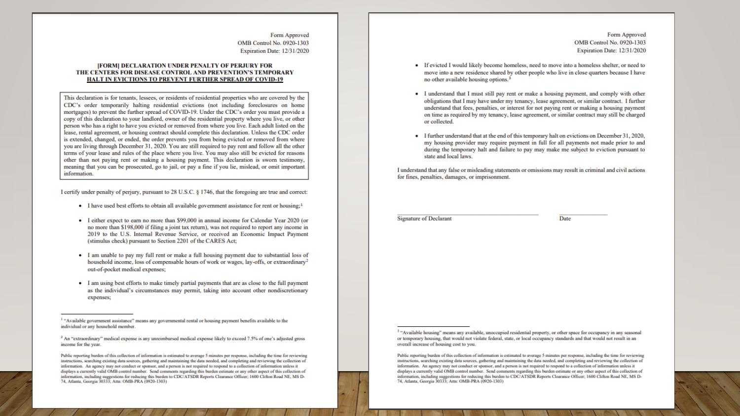Form Approved
OMB Control No. 0920-1303
Expiration Date: 12/31/2020

## [FORM] DECLARATION UNDER PENALTY OF PERJURY FOR THE CENTERS FOR DISEASE CONTROL AND PREVENTION'S TEMPORARY HALT IN EVICTIONS TO PREVENT FURTHER SPREAD OF COVID-19

This declaration is for tenants, lessees, or residents of residential properties who are covered by the CDC's order temporarily halting residential evictions (not including foreclosures on home mortgages) to prevent the further spread of COVID-19. Under the CDC's order you must provide a copy of this declaration to your landlord, owner of the residential property where you live, or other person who has a right to have you evicted or removed from where you live. Each adult listed on the lease, rental agreement, or housing contract should complete this declaration. Unless the CDC order is extended, changed, or ended, the order prevents you from being evicted or removed from where you are living through December 31, 2020. You are still required to pay rent and follow all the other terms of your lease and rules of the place where you live. You may also still be evicted for reasons other than not paying rent or making a housing payment. This declaration is sworn testimony, meaning that you can be prosecuted, go to jail, or pay a fine if you lie, mislead, or omit important information.

I certify under penalty of perjury, pursuant to 28 U.S.C. § 1746, that the foregoing are true and correct:

- I have used best efforts to obtain all available government assistance for rent or housing;[1]
- I either expect to earn no more than $99,000 in annual income for Calendar Year 2020 (or no more than $198,000 if filing a joint tax return), was not required to report any income in 2019 to the U.S. Internal Revenue Service, or received an Economic Impact Payment (stimulus check) pursuant to Section 2201 of the CARES Act;
- I am unable to pay my full rent or make a full housing payment due to substantial loss of household income, loss of compensable hours of work or wages, lay-offs, or extraordinary[2] out-of-pocket medical expenses;
- I am using best efforts to make timely partial payments that are as close to the full payment as the individual's circumstances may permit, taking into account other nondiscretionary expenses;

[1] "Available government assistance" means any governmental rental or housing payment benefits available to the individual or any household member.

[2] An "extraordinary" medical expense is any unreimbursed medical expense likely to exceed 7.5% of one's adjusted gross income for the year.

Public reporting burden of this collection of information is estimated to average 5 minutes per response, including the time for reviewing instructions, searching existing data sources, gathering and maintaining the data needed, and completing and reviewing the collection of information. An agency may not conduct or sponsor, and a person is not required to respond to a collection of information unless it displays a currently valid OMB control number. Send comments regarding this burden estimate or any other aspect of this collection of information, including suggestions for reducing this burden to CDC/ATSDR Reports Clearance Officer; 1600 Clifton Road NE, MS D-74, Atlanta, Georgia 30333; Attn: OMB-PRA (0920-1303)

Form Approved
OMB Control No. 0920-1303
Expiration Date: 12/31/2020

- If evicted I would likely become homeless, need to move into a homeless shelter, or need to move into a new residence shared by other people who live in close quarters because I have no other available housing options.[3]
- I understand that I must still pay rent or make a housing payment, and comply with other obligations that I may have under my tenancy, lease agreement, or similar contract. I further understand that fees, penalties, or interest for not paying rent or making a housing payment on time as required by my tenancy, lease agreement, or similar contract may still be charged or collected.
- I further understand that at the end of this temporary halt on evictions on December 31, 2020, my housing provider may require payment in full for all payments not made prior to and during the temporary halt and failure to pay may make me subject to eviction pursuant to state and local laws.

I understand that any false or misleading statements or omissions may result in criminal and civil actions for fines, penalties, damages, or imprisonment.

\_\_\_\_\_\_\_\_\_\_\_\_\_\_\_\_\_\_\_\_\_\_\_\_\_\_\_\_\_\_ \_\_\_\_\_\_\_\_\_\_\_\_
Signature of Declarant Date

[3] "Available housing" means any available, unoccupied residential property, or other space for occupancy in any seasonal or temporary housing, that would not violate federal, state, or local occupancy standards and that would not result in an overall increase of housing cost to you.

Public reporting burden of this collection of information is estimated to average 5 minutes per response, including the time for reviewing instructions, searching existing data sources, gathering and maintaining the data needed, and completing and reviewing the collection of information. An agency may not conduct or sponsor, and a person is not required to respond to a collection of information unless it displays a currently valid OMB control number. Send comments regarding this burden estimate or any other aspect of this collection of information, including suggestions for reducing this burden to CDC/ATSDR Reports Clearance Officer; 1600 Clifton Road NE, MS D-74, Atlanta, Georgia 30333; Attn: OMB-PRA (0920-1303)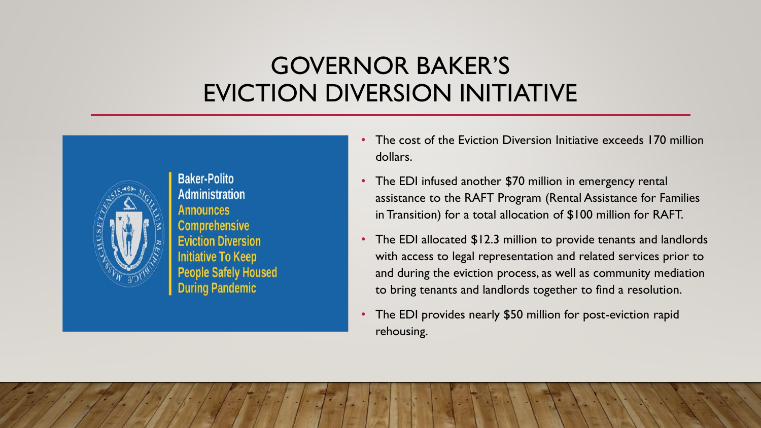# GOVERNOR BAKER'S EVICTION DIVERSION INITIATIVE

Baker-Polito Administration Announces Comprehensive Eviction Diversion Initiative To Keep People Safely Housed During Pandemic

- The cost of the Eviction Diversion Initiative exceeds 170 million dollars.
- The EDI infused another $70 million in emergency rental assistance to the RAFT Program (Rental Assistance for Families in Transition) for a total allocation of $100 million for RAFT.
- The EDI allocated $12.3 million to provide tenants and landlords with access to legal representation and related services prior to and during the eviction process, as well as community mediation to bring tenants and landlords together to find a resolution.
- The EDI provides nearly $50 million for post-eviction rapid rehousing.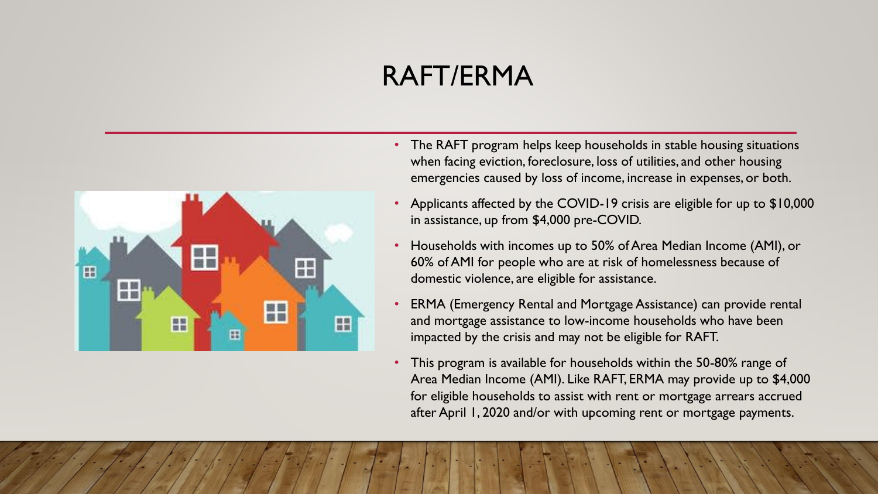# RAFT/ERMA

- The RAFT program helps keep households in stable housing situations when facing eviction, foreclosure, loss of utilities, and other housing emergencies caused by loss of income, increase in expenses, or both.
- Applicants affected by the COVID-19 crisis are eligible for up to $10,000 in assistance, up from $4,000 pre-COVID.
- Households with incomes up to 50% of Area Median Income (AMI), or 60% of AMI for people who are at risk of homelessness because of domestic violence, are eligible for assistance.
- ERMA (Emergency Rental and Mortgage Assistance) can provide rental and mortgage assistance to low-income households who have been impacted by the crisis and may not be eligible for RAFT.
- This program is available for households within the 50-80% range of Area Median Income (AMI). Like RAFT, ERMA may provide up to $4,000 for eligible households to assist with rent or mortgage arrears accrued after April 1, 2020 and/or with upcoming rent or mortgage payments.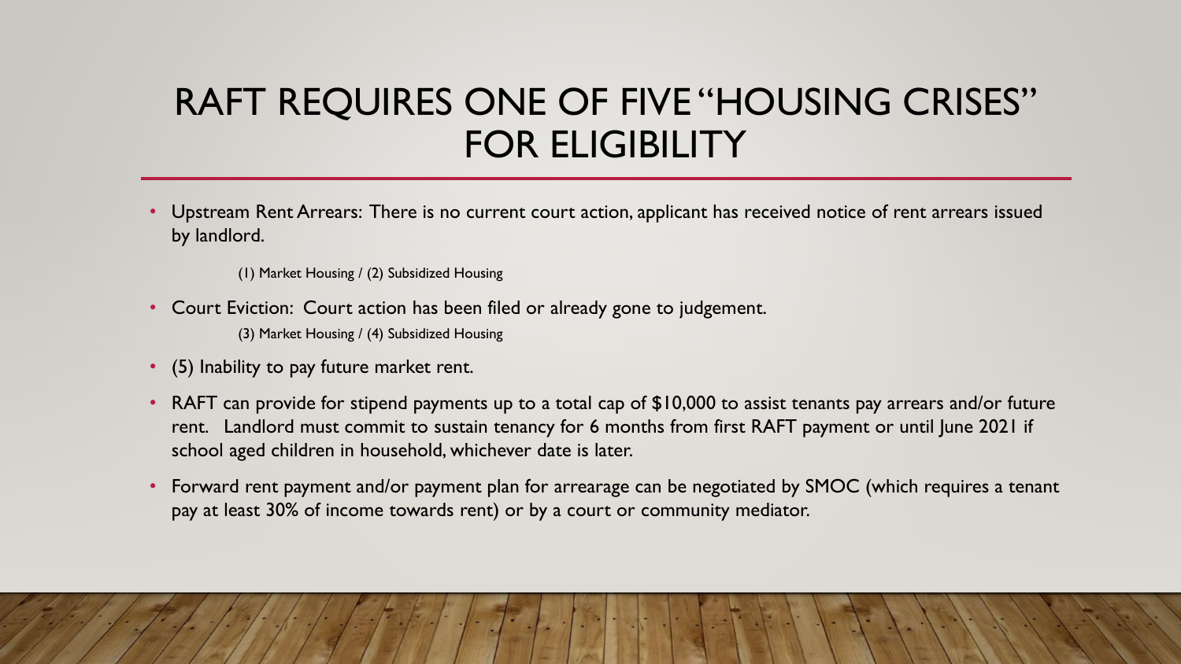# RAFT REQUIRES ONE OF FIVE "HOUSING CRISES" FOR ELIGIBILITY

- Upstream Rent Arrears: There is no current court action, applicant has received notice of rent arrears issued by landlord.

  (1) Market Housing / (2) Subsidized Housing

- Court Eviction: Court action has been filed or already gone to judgement.

  (3) Market Housing / (4) Subsidized Housing

- (5) Inability to pay future market rent.
- RAFT can provide for stipend payments up to a total cap of $10,000 to assist tenants pay arrears and/or future rent. Landlord must commit to sustain tenancy for 6 months from first RAFT payment or until June 2021 if school aged children in household, whichever date is later.
- Forward rent payment and/or payment plan for arrearage can be negotiated by SMOC (which requires a tenant pay at least 30% of income towards rent) or by a court or community mediator.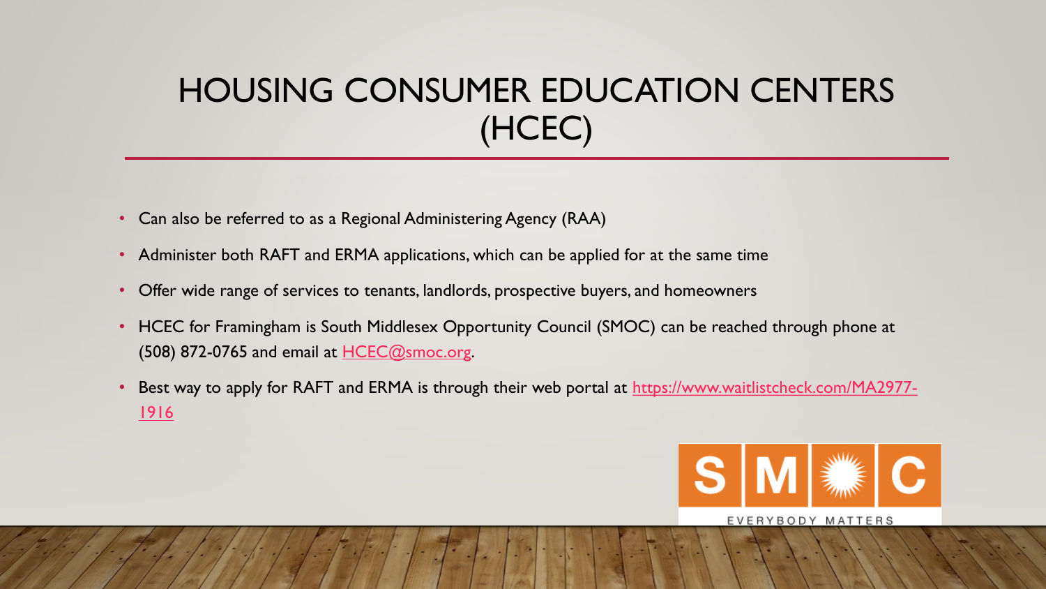# HOUSING CONSUMER EDUCATION CENTERS (HCEC)

- Can also be referred to as a Regional Administering Agency (RAA)
- Administer both RAFT and ERMA applications, which can be applied for at the same time
- Offer wide range of services to tenants, landlords, prospective buyers, and homeowners
- HCEC for Framingham is South Middlesex Opportunity Council (SMOC) can be reached through phone at (508) 872-0765 and email at [HCEC@smoc.org](mailto:HCEC@smoc.org).
- Best way to apply for RAFT and ERMA is through their web portal at [https://www.waitlistcheck.com/MA2977-1916](https://www.waitlistcheck.com/MA2977-1916)

SMOC
EVERYBODY MATTERS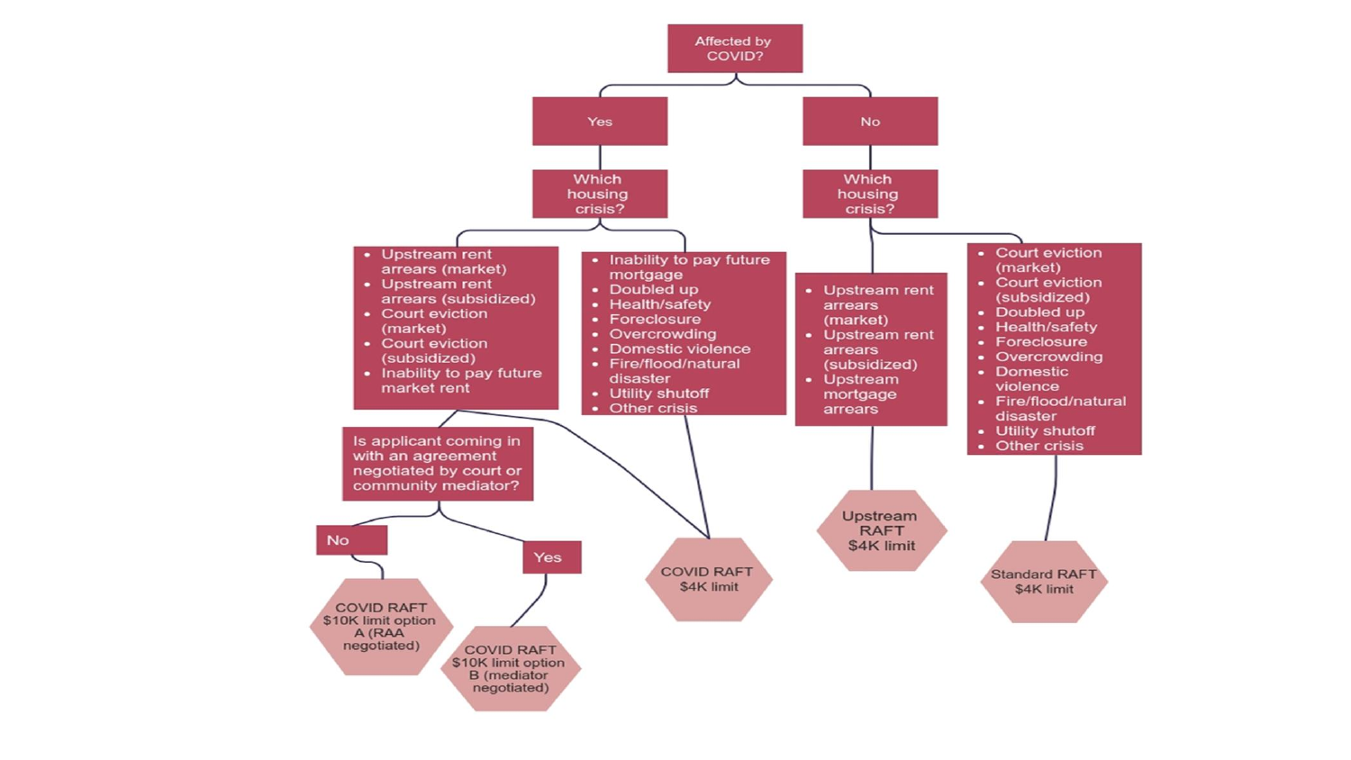Affected by COVID?

- **Yes** → Which housing crisis?
  - Upstream rent arrears (market); Upstream rent arrears (subsidized); Court eviction (market); Court eviction (subsidized); Inability to pay future market rent
    - Is applicant coming in with an agreement negotiated by court or community mediator?
      - No → COVID RAFT $10K limit option A (RAA negotiated)
      - Yes → COVID RAFT $10K limit option B (mediator negotiated)
    - COVID RAFT $4K limit
  - Inability to pay future mortgage; Doubled up; Health/safety; Foreclosure; Overcrowding; Domestic violence; Fire/flood/natural disaster; Utility shutoff; Other crisis
    - COVID RAFT $4K limit
- **No** → Which housing crisis?
  - Upstream rent arrears (market); Upstream rent arrears (subsidized); Upstream mortgage arrears
    - Upstream RAFT $4K limit
  - Court eviction (market); Court eviction (subsidized); Doubled up; Health/safety; Foreclosure; Overcrowding; Domestic violence; Fire/flood/natural disaster; Utility shutoff; Other crisis
    - Standard RAFT $4K limit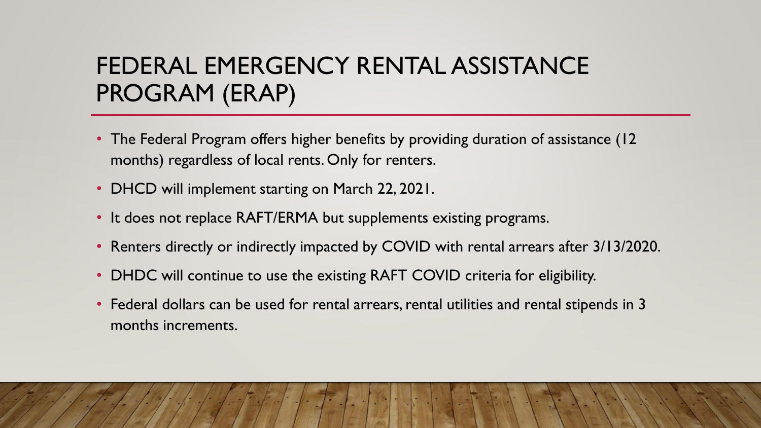# FEDERAL EMERGENCY RENTAL ASSISTANCE PROGRAM (ERAP)

- The Federal Program offers higher benefits by providing duration of assistance (12 months) regardless of local rents. Only for renters.
- DHCD will implement starting on March 22, 2021.
- It does not replace RAFT/ERMA but supplements existing programs.
- Renters directly or indirectly impacted by COVID with rental arrears after 3/13/2020.
- DHDC will continue to use the existing RAFT COVID criteria for eligibility.
- Federal dollars can be used for rental arrears, rental utilities and rental stipends in 3 months increments.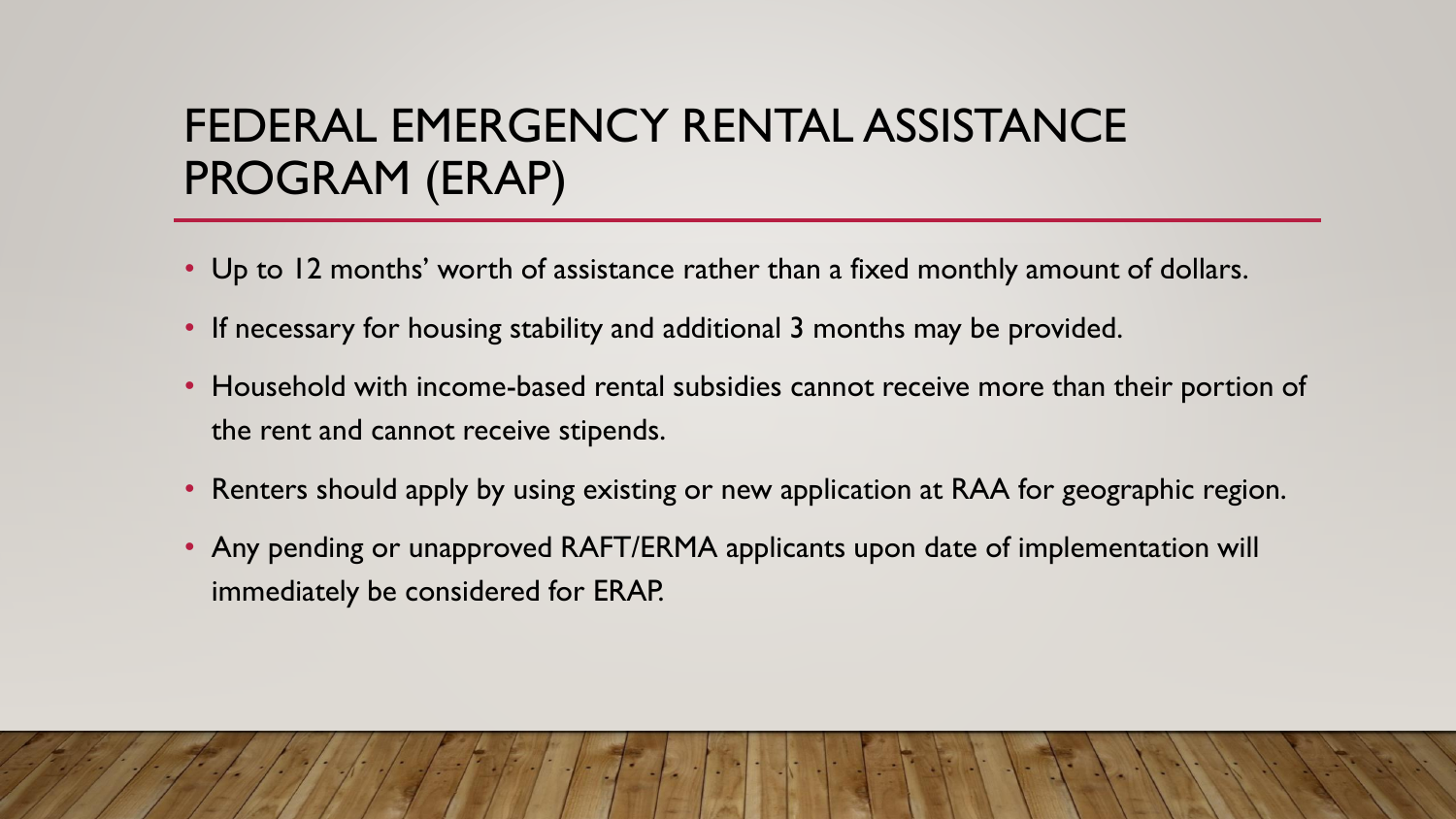# FEDERAL EMERGENCY RENTAL ASSISTANCE PROGRAM (ERAP)

- Up to 12 months' worth of assistance rather than a fixed monthly amount of dollars.
- If necessary for housing stability and additional 3 months may be provided.
- Household with income-based rental subsidies cannot receive more than their portion of the rent and cannot receive stipends.
- Renters should apply by using existing or new application at RAA for geographic region.
- Any pending or unapproved RAFT/ERMA applicants upon date of implementation will immediately be considered for ERAP.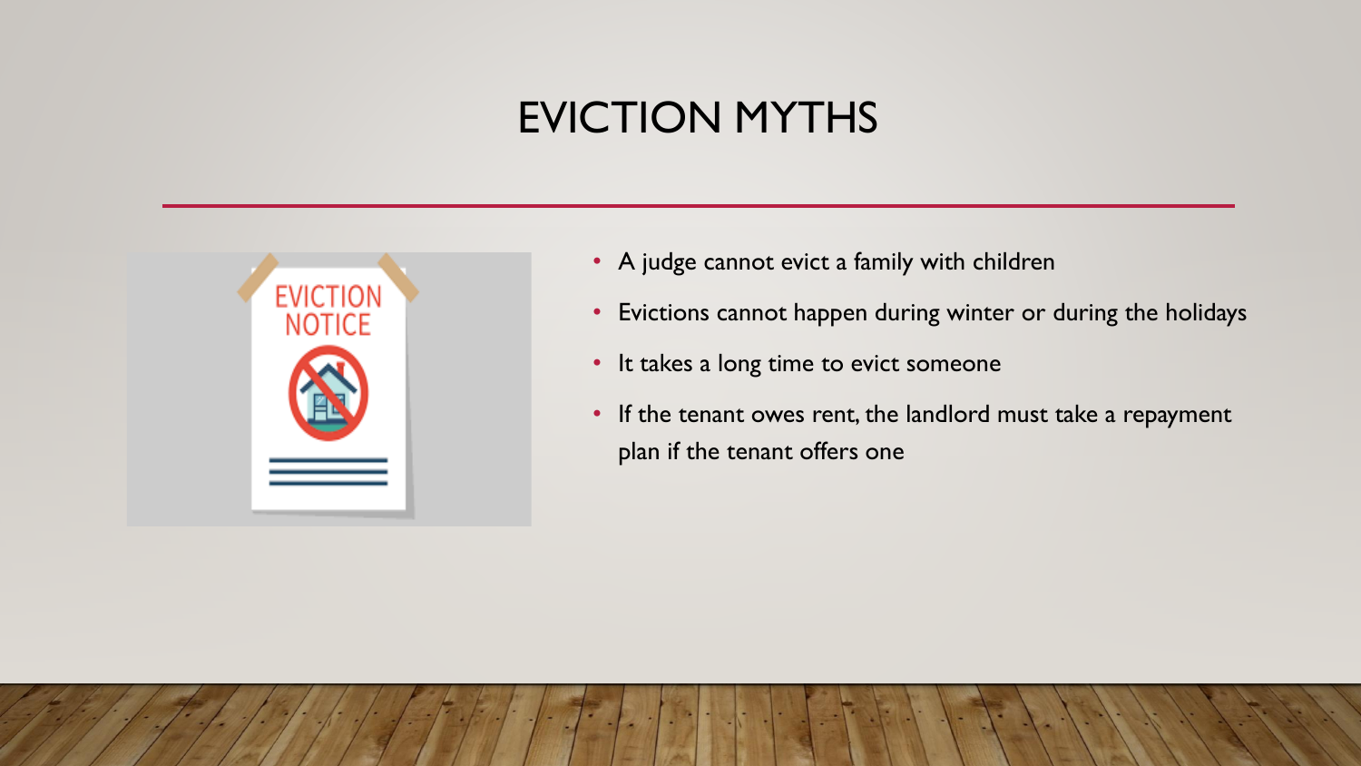# EVICTION MYTHS

- A judge cannot evict a family with children
- Evictions cannot happen during winter or during the holidays
- It takes a long time to evict someone
- If the tenant owes rent, the landlord must take a repayment plan if the tenant offers one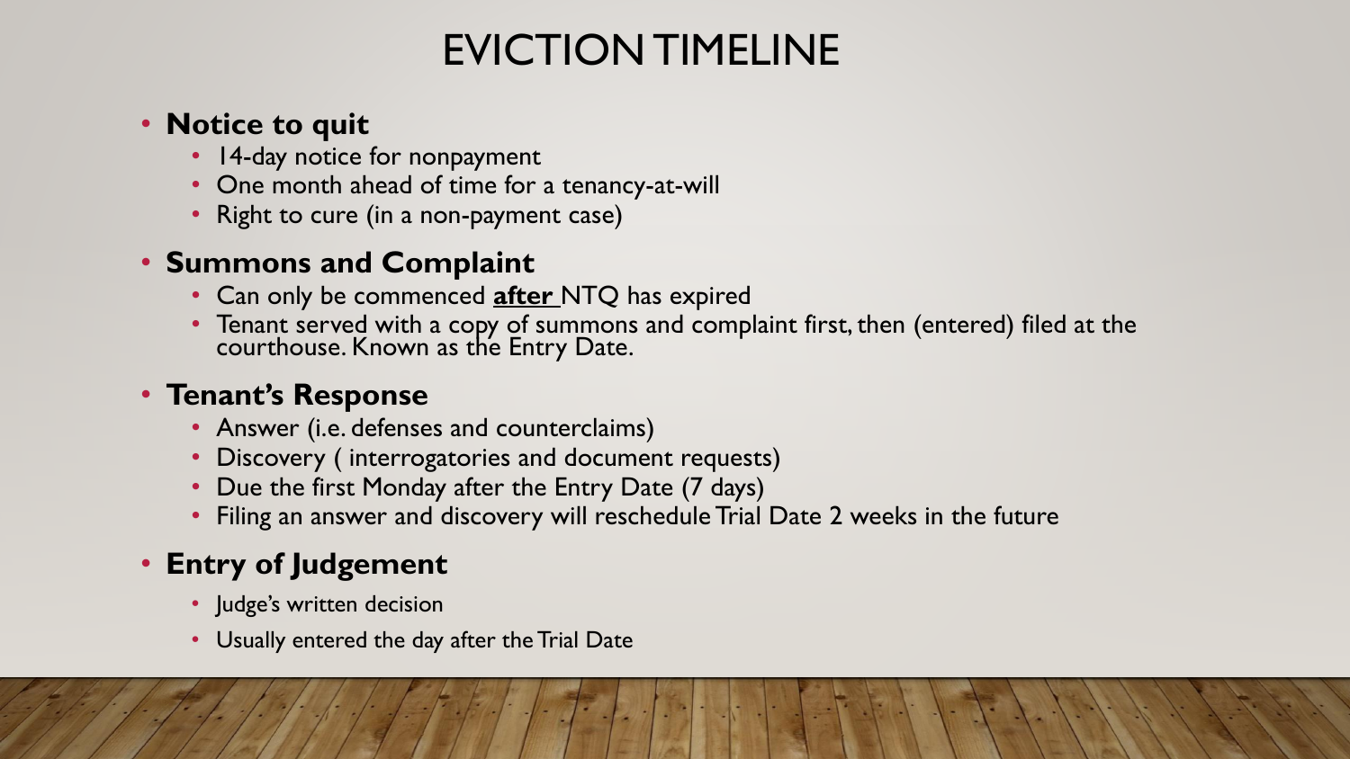# EVICTION TIMELINE

- **Notice to quit**
  - 14-day notice for nonpayment
  - One month ahead of time for a tenancy-at-will
  - Right to cure (in a non-payment case)
- **Summons and Complaint**
  - Can only be commenced **after** NTQ has expired
  - Tenant served with a copy of summons and complaint first, then (entered) filed at the courthouse. Known as the Entry Date.
- **Tenant's Response**
  - Answer (i.e. defenses and counterclaims)
  - Discovery ( interrogatories and document requests)
  - Due the first Monday after the Entry Date (7 days)
  - Filing an answer and discovery will reschedule Trial Date 2 weeks in the future
- **Entry of Judgement**
  - Judge's written decision
  - Usually entered the day after the Trial Date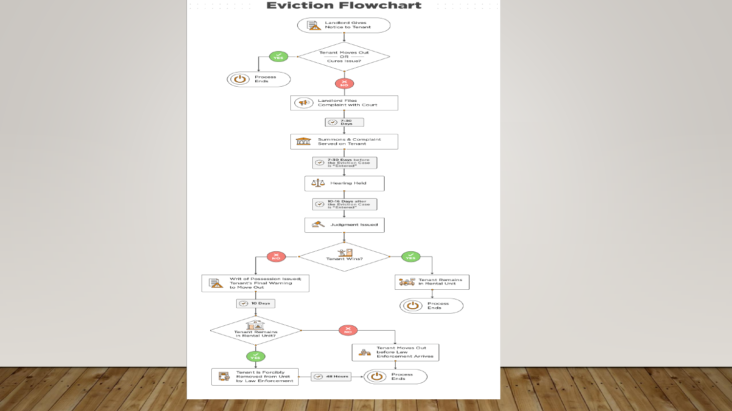# Eviction Flowchart

- Landlord Gives Notice to Tenant
- Tenant Moves Out OR Cures Issue?
  - YES → Process Ends
  - NO → Landlord Files Complaint with Court
- 7-30 Days
- Summons & Complaint Served on Tenant
- 7-30 Days before the Eviction Case is "Entered"
- Hearing Held
- 10-16 Days after the Eviction Case is "Entered"
- Judgment Issued
- Tenant Wins?
  - YES → Tenant Remains in Rental Unit → Process Ends
  - NO → Writ of Possession Issued; Tenant's Final Warning to Move Out
- 10 Days
- Tenant Remains in Rental Unit?
  - NO → Tenant Moves Out before Law Enforcement Arrives → Process Ends
  - YES → Tenant is Forcibly Removed from Unit by Law Enforcement → 48 Hours → Process Ends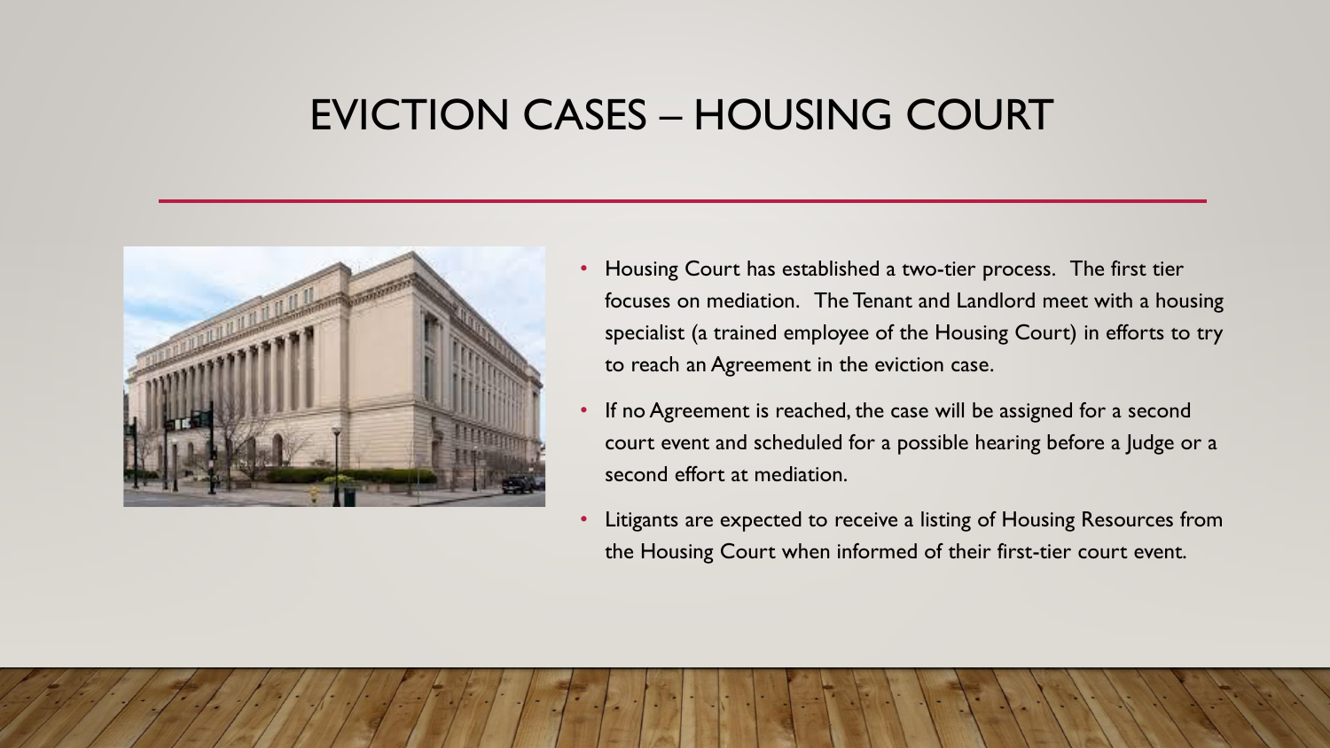# EVICTION CASES – HOUSING COURT

- Housing Court has established a two-tier process. The first tier focuses on mediation. The Tenant and Landlord meet with a housing specialist (a trained employee of the Housing Court) in efforts to try to reach an Agreement in the eviction case.
- If no Agreement is reached, the case will be assigned for a second court event and scheduled for a possible hearing before a Judge or a second effort at mediation.
- Litigants are expected to receive a listing of Housing Resources from the Housing Court when informed of their first-tier court event.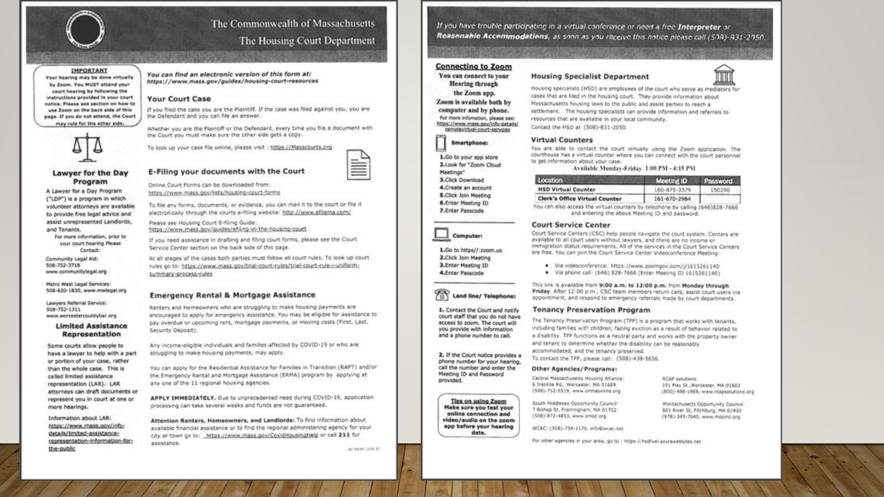# The Commonwealth of Massachusetts
## The Housing Court Department

**IMPORTANT**
Your hearing may be done virtually by Zoom. You MUST attend your court hearing by following the instructions provided in your court notice. Please see section on how to use Zoom on the back side of this page. If you do not attend, the Court may rule for the other side.

### Lawyer for the Day Program

A Lawyer for a Day Program ("LDP") is a program in which volunteer attorneys are available to provide free legal advice and assist unrepresented Landlords, and Tenants.

For more information, prior to your court hearing Please Contact:

Community Legal Aid:
508-752-3718
www.communitylegal.org

Metro West Legal Services:
508-620-1830, www.mwlegal.org

Lawyers Referral Service:
508-752-1311
www.worcestercountybar.org

### Limited Assistance Representation

Some courts allow people to have a lawyer to help with a part or portion of your case, rather than the whole case. This is called limited assistance representation (LAR). LAR attorneys can draft documents or represent you in court at one or more hearings.

Information about LAR:
https://www.mass.gov/info-details/limited-assistance-representation-information-for-the-public

*You can find an electronic version of this form at:*
*https://www.mass.gov/guides/housing-court-resources*

### Your Court Case

If you filed the case you are the Plaintiff. If the case was filed against you, you are the Defendant and you can file an answer.

Whether you are the Plaintiff or the Defendant, every time you file a document with the Court you must make sure the other side gets a copy.

To look up your case file online, please visit : https://Masscourts.org

### E-Filing your documents with the Court

Online Court Forms can be downloaded from:
https://www.mass.gov/lists/housing-court-forms

To file any forms, documents, or evidence, you can mail it to the court or file it electronically through the courts e-filing website: http://www.efilema.com/

Please see Housing Court E-filing Guide:
https://www.mass.gov/guides/efiling-in-the-housing-court

If you need assistance in drafting and filing court forms, please see the Court Service Center section on the back side of this page.

At all stages of the cases both parties must follow all court rules. To look up court rules go to: https://www.mass.gov/trial-court-rules/trial-court-rule-i-uniform-summary-process-rules

### Emergency Rental & Mortgage Assistance

Renters and Homeowners who are struggling to make housing payments are encouraged to apply for emergency assistance. You may be eligible for assistance to pay overdue or upcoming rent, mortgage payments, or moving costs (First, Last, Security Deposit).

Any income-eligible individuals and families affected by COVID-19 or who are struggling to make housing payments, may apply.

You can apply for the Residential Assistance for Families in Transition (RAFT) and/or the Emergency Rental and Mortgage Assistance (ERMA) program by applying at any one of the 11 regional housing agencies.

**APPLY IMMEDIATELY.** Due to unprecedented need during COVID-19, application processing can take several weeks and funds are not guaranteed.

**Attention Renters, Homeowners, and Landlords:** To find information about available financial assistance or to find the regional administering agency for your city or town go to: https://www.mass.gov/CovidHousingHelp or call **211** for assistance.

---

*If you have trouble participating in a virtual conference or need a free* ***Interpreter*** *or* ***Reasonable Accommodations****, as soon as you receive this notice please call (508)-831-2050.*

### Connecting to Zoom

**You can connect to your Hearing through the Zoom app. Zoom is available both by computer and by phone.**

For more information, please see: https://www.mass.gov/info-details/remotevirtual-court-services

**Smartphone:**

1. Go to your app store
2. Look for "Zoom Cloud Meetings"
3. Click Download
4. Create an account
5. Click Join Meeting
6. Enter Meeting ID
7. Enter Passcode

**Computer:**

1. Go to https//:zoom.us
2. Click Join Meeting
3. Enter Meeting ID
4. Enter Passcode

**Land line/ Telephone:**

1. Contact the Court and notify court staff that you do not have access to zoom. The court will you provide with information and a phone number to call.

2. If the Court notice provides a phone number for your hearing, call the number and enter the Meeting ID and Password provided.

**Tips on using Zoom**
**Make sure you test your online connection and video/audio on the zoom app before your hearing date.**

### Housing Specialist Department

Housing specialists (HSD) are employees of the court who serve as mediators for cases that are filed in the housing court. They provide information about Massachusetts housing laws to the public and assist parties to reach a settlement. The housing specialists can provide information and referrals to resources that are available in your local community.

Contact the HSD at (508)-831-2050.

### Virtual Counters

You are able to contact the court virtually using the Zoom application. The courthouse has a virtual counter where you can connect with the court personnel to get information about your case.

Available Monday-Friday 1:00 PM - 4:15 PM

| Location | Meeting ID | Password |
|---|---|---|
| HSD Virtual Counter | 160-875-3379 | 150290 |
| Clerk's Office Virtual Counter | 161-670-2984 | |

You can also access the virtual counters by telephone by calling (646)828-7666 and entering the above Meeting ID and password.

### Court Service Center

Court Service Centers (CSC) help people navigate the court system. Centers are available to all court users without lawyers, and there are no income or immigration status requirements. All of the services in the Court Service Centers are free. You can join the Court Service Center Videoconference Meeting:

- Via videoconference: https://www.zoomgov.com/j/1615261140
- Via phone call: (646) 828-7666 (Enter Meeting ID 1615261140)

This link is available from **9:00 a.m. to 12:00 p.m.** from **Monday through Friday**. After 12:00 p.m., CSC team members return calls, assist court users via appointment, and respond to emergency referrals made by court departments.

### Tenancy Preservation Program

The Tenancy Preservation Program (TPP) is a program that works with tenants, including families with children, facing eviction as a result of behavior related to a disability. TPP functions as a neutral party and works with the property owner and tenant to determine whether the disability can be reasonably accommodated, and the tenancy preserved.

To contact the TPP, please call: (508)-438-5656.

### Other Agencies/Programs:

Central Massachusetts Housing Alliance:
6 Institute Rd, Worcester, MA 01609
(508)-752-5519, www.cmhaonline.org

RCAP solutions:
191 May St., Worcester, MA 01602
(800)-488-1969, www.rcapsolutions.org

South Middlesex Opportunity Council:
7 Bishop St. Framingham, MA 01702
(508)-872-4853, www.smoc.org

Montachusetts Opportunity Council:
601 River St, Fitchburg, MA 01420
(978)-345-7040, www.mocinc.org

WCAC: (508)-754-1176, info@wcac.net

For other agencies in your area, go to : https://hedfuel.azurewebsites.net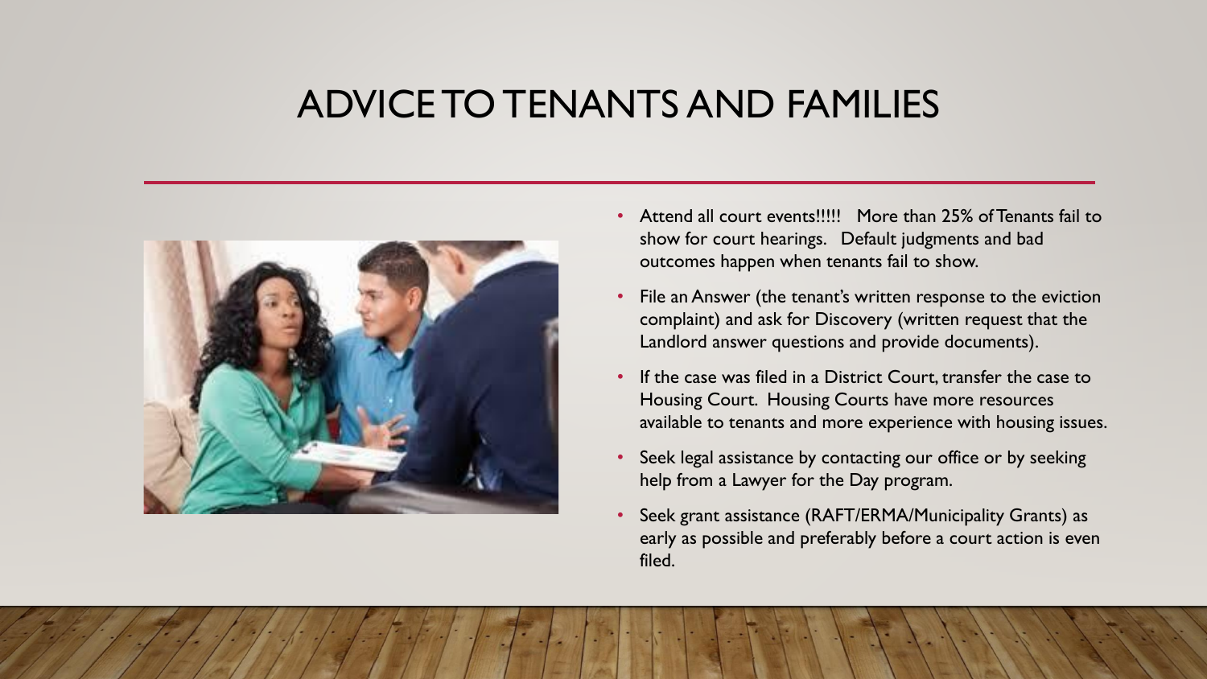# ADVICE TO TENANTS AND FAMILIES

- Attend all court events!!!!! More than 25% of Tenants fail to show for court hearings. Default judgments and bad outcomes happen when tenants fail to show.
- File an Answer (the tenant's written response to the eviction complaint) and ask for Discovery (written request that the Landlord answer questions and provide documents).
- If the case was filed in a District Court, transfer the case to Housing Court. Housing Courts have more resources available to tenants and more experience with housing issues.
- Seek legal assistance by contacting our office or by seeking help from a Lawyer for the Day program.
- Seek grant assistance (RAFT/ERMA/Municipality Grants) as early as possible and preferably before a court action is even filed.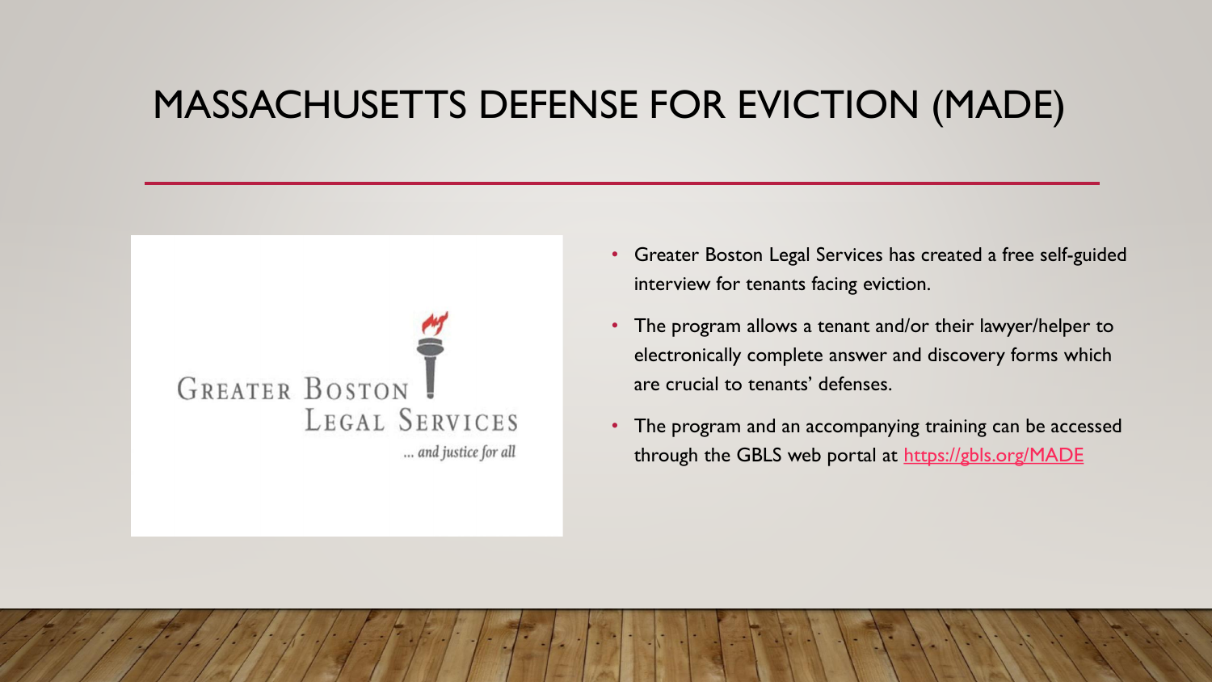# MASSACHUSETTS DEFENSE FOR EVICTION (MADE)

- Greater Boston Legal Services has created a free self-guided interview for tenants facing eviction.
- The program allows a tenant and/or their lawyer/helper to electronically complete answer and discovery forms which are crucial to tenants' defenses.
- The program and an accompanying training can be accessed through the GBLS web portal at https://gbls.org/MADE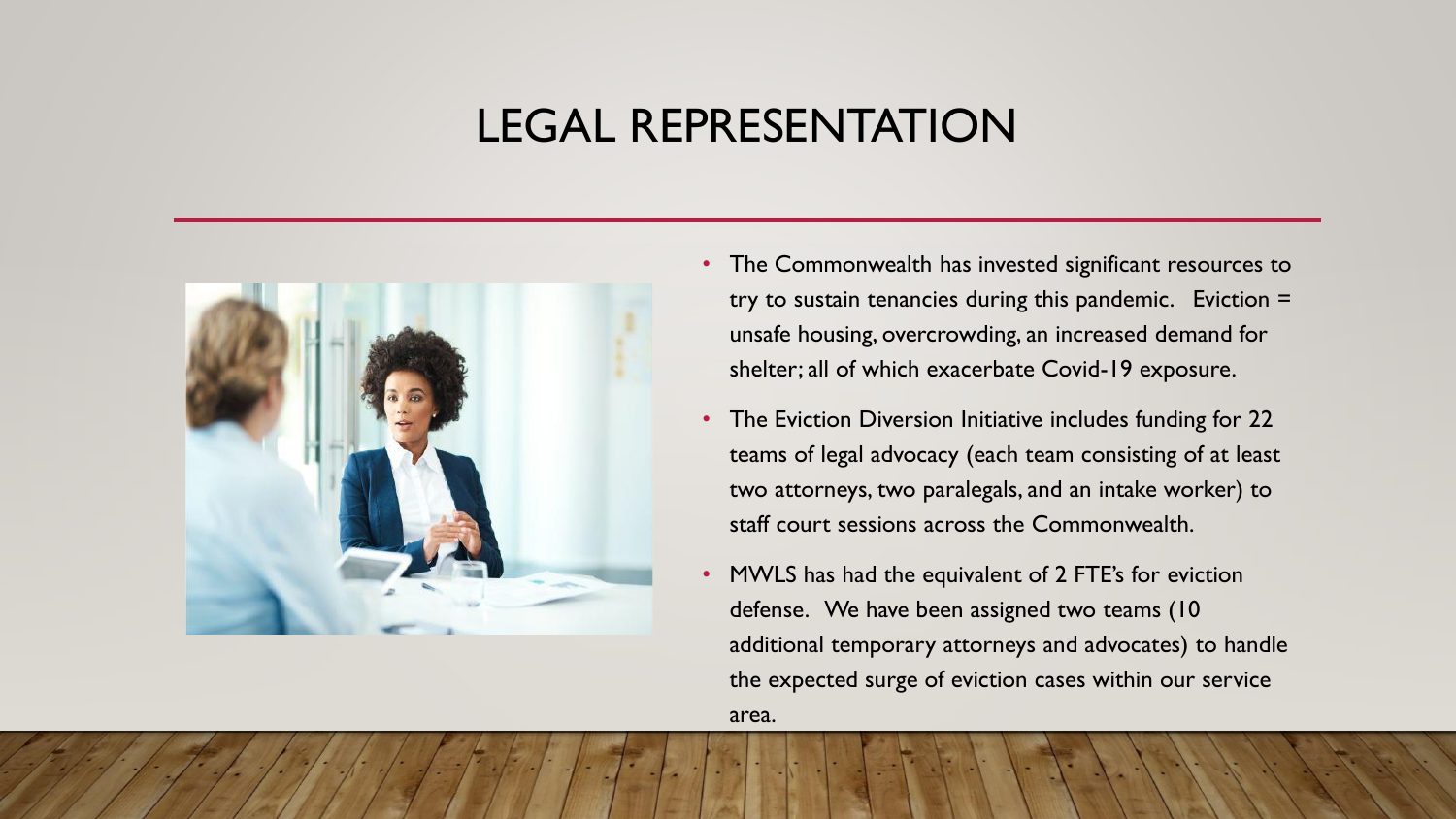# LEGAL REPRESENTATION

- The Commonwealth has invested significant resources to try to sustain tenancies during this pandemic. Eviction = unsafe housing, overcrowding, an increased demand for shelter; all of which exacerbate Covid-19 exposure.
- The Eviction Diversion Initiative includes funding for 22 teams of legal advocacy (each team consisting of at least two attorneys, two paralegals, and an intake worker) to staff court sessions across the Commonwealth.
- MWLS has had the equivalent of 2 FTE's for eviction defense. We have been assigned two teams (10 additional temporary attorneys and advocates) to handle the expected surge of eviction cases within our service area.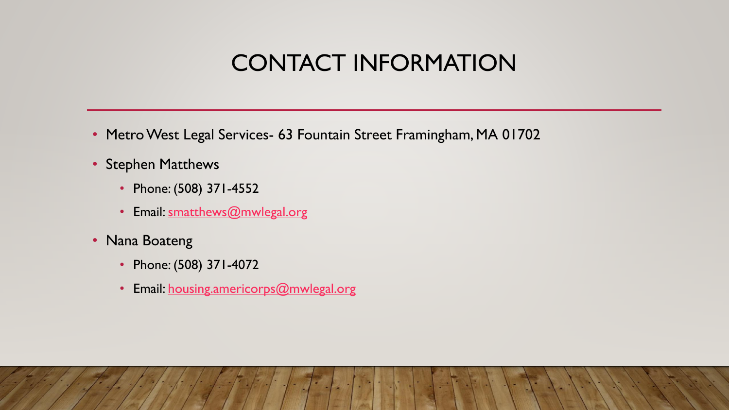# CONTACT INFORMATION

- Metro West Legal Services- 63 Fountain Street Framingham, MA 01702
- Stephen Matthews
  - Phone: (508) 371-4552
  - Email: smatthews@mwlegal.org
- Nana Boateng
  - Phone: (508) 371-4072
  - Email: housing.americorps@mwlegal.org